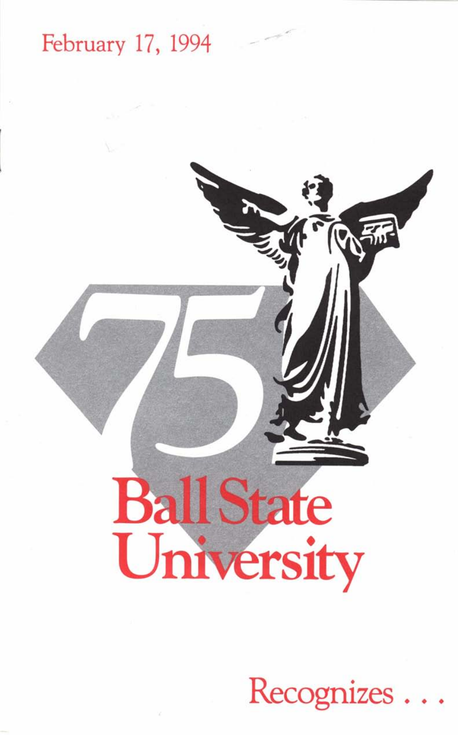February 17, 1994

75

# Ball State University

Recognizes . . .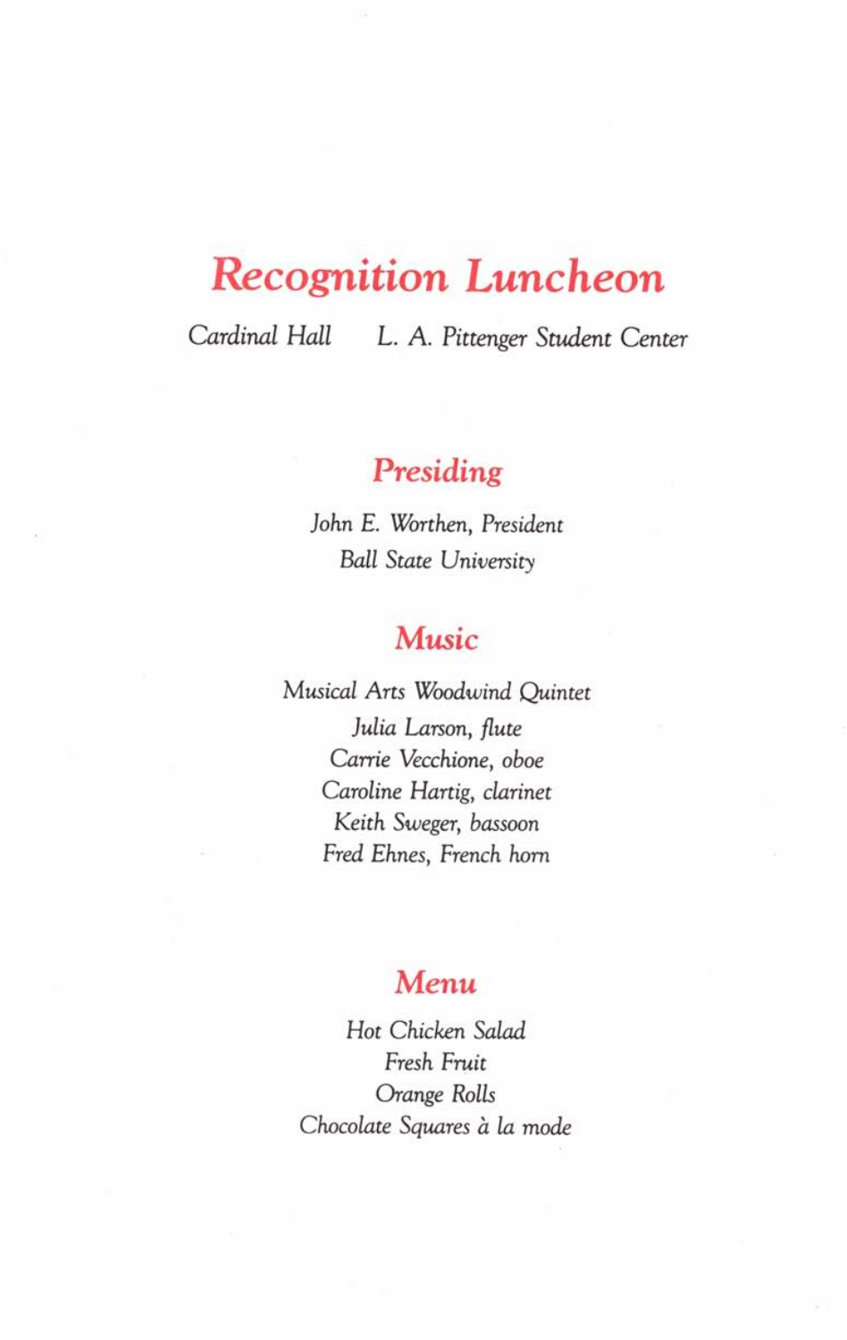# Recognition Luncheon

*Cardinal Hall L. A. Pittenger Student Center*

## Presiding

*John E. Worthen, President*
*Ball State University*

## Music

*Musical Arts Woodwind Quintet*
*Julia Larson, flute*
*Carrie Vecchione, oboe*
*Caroline Hartig, clarinet*
*Keith Sweger, bassoon*
*Fred Ehnes, French horn*

## Menu

*Hot Chicken Salad*
*Fresh Fruit*
*Orange Rolls*
*Chocolate Squares à la mode*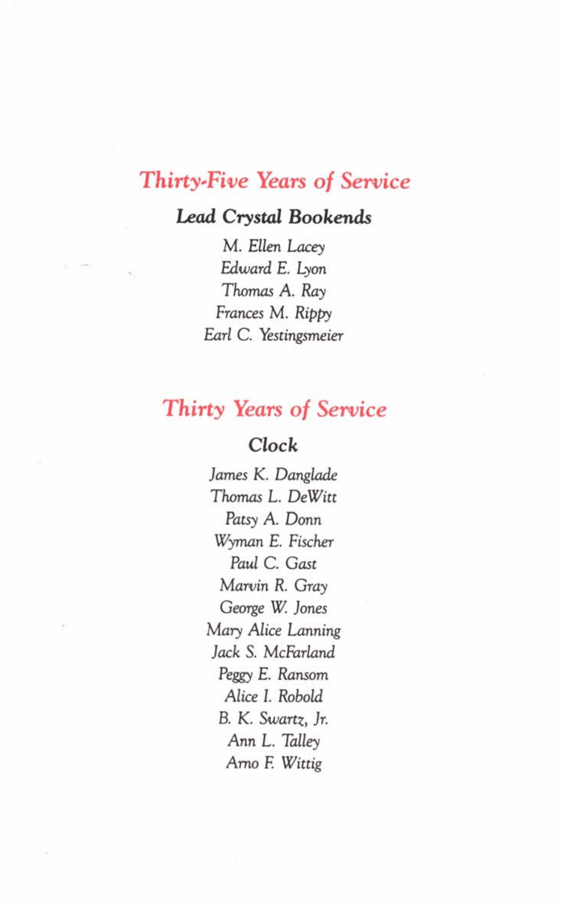## Thirty-Five Years of Service

### Lead Crystal Bookends

*M. Ellen Lacey*
*Edward E. Lyon*
*Thomas A. Ray*
*Frances M. Rippy*
*Earl C. Yestingsmeier*

## Thirty Years of Service

### Clock

*James K. Danglade*
*Thomas L. DeWitt*
*Patsy A. Donn*
*Wyman E. Fischer*
*Paul C. Gast*
*Marvin R. Gray*
*George W. Jones*
*Mary Alice Lanning*
*Jack S. McFarland*
*Peggy E. Ransom*
*Alice I. Robold*
*B. K. Swartz, Jr.*
*Ann L. Talley*
*Arno F. Wittig*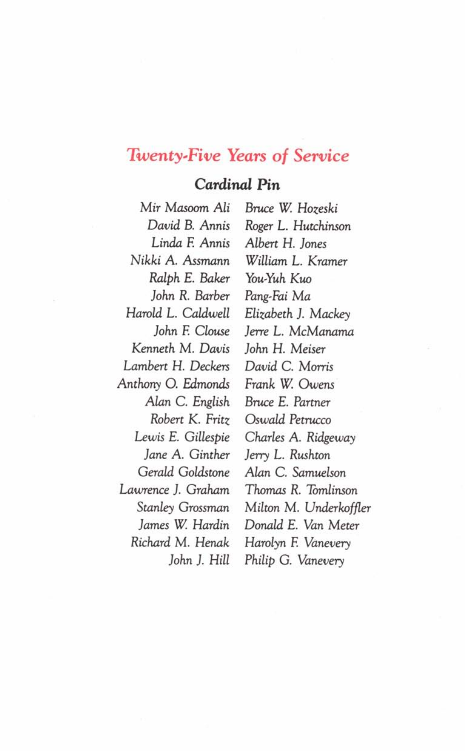## *Twenty-Five Years of Service*

### **Cardinal Pin**

*Mir Masoom Ali*
*David B. Annis*
*Linda F. Annis*
*Nikki A. Assmann*
*Ralph E. Baker*
*John R. Barber*
*Harold L. Caldwell*
*John F. Clouse*
*Kenneth M. Davis*
*Lambert H. Deckers*
*Anthony O. Edmonds*
*Alan C. English*
*Robert K. Fritz*
*Lewis E. Gillespie*
*Jane A. Ginther*
*Gerald Goldstone*
*Lawrence J. Graham*
*Stanley Grossman*
*James W. Hardin*
*Richard M. Henak*
*John J. Hill*
*Bruce W. Hozeski*
*Roger L. Hutchinson*
*Albert H. Jones*
*William L. Kramer*
*You-Yuh Kuo*
*Pang-Fai Ma*
*Elizabeth J. Mackey*
*Jerre L. McManama*
*John H. Meiser*
*David C. Morris*
*Frank W. Owens*
*Bruce E. Partner*
*Oswald Petrucco*
*Charles A. Ridgeway*
*Jerry L. Rushton*
*Alan C. Samuelson*
*Thomas R. Tomlinson*
*Milton M. Underkoffler*
*Donald E. Van Meter*
*Harolyn F. Vanevery*
*Philip G. Vanevery*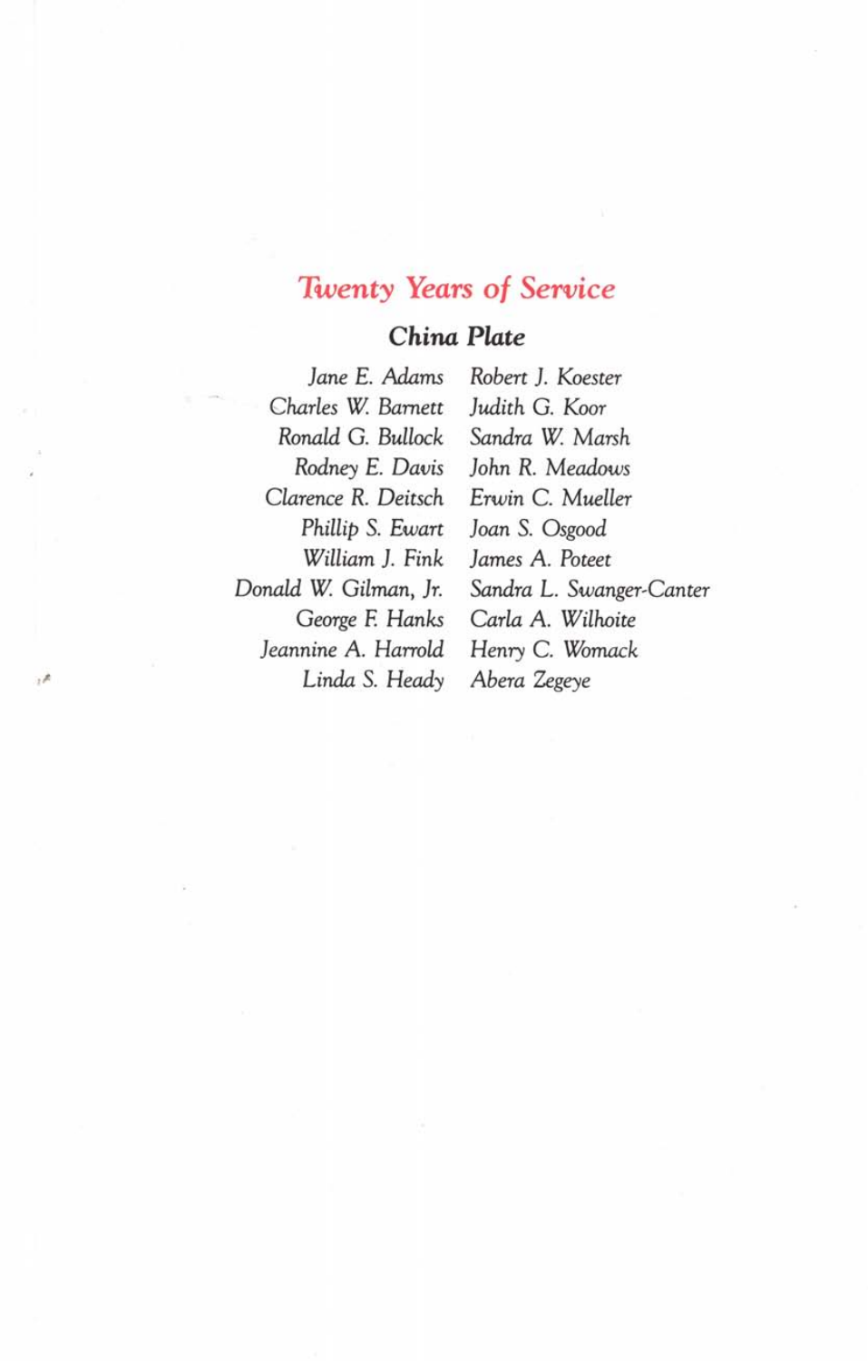# Twenty Years of Service

## China Plate

Jane E. Adams
Charles W. Barnett
Ronald G. Bullock
Rodney E. Davis
Clarence R. Deitsch
Phillip S. Ewart
William J. Fink
Donald W. Gilman, Jr.
George F. Hanks
Jeannine A. Harrold
Linda S. Heady
Robert J. Koester
Judith G. Koor
Sandra W. Marsh
John R. Meadows
Erwin C. Mueller
Joan S. Osgood
James A. Poteet
Sandra L. Swanger-Canter
Carla A. Wilhoite
Henry C. Womack
Abera Zegeye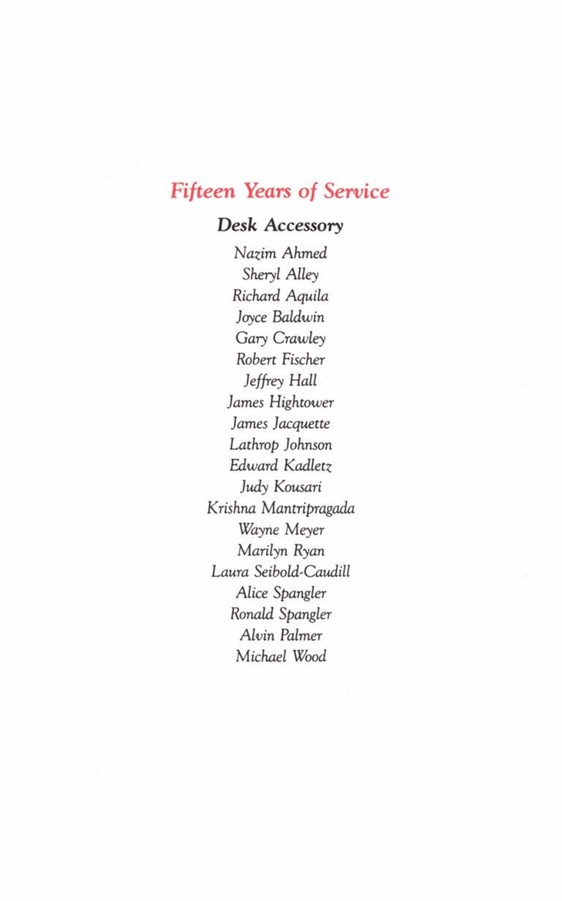# Fifteen Years of Service

## Desk Accessory

*Nazim Ahmed*
*Sheryl Alley*
*Richard Aquila*
*Joyce Baldwin*
*Gary Crawley*
*Robert Fischer*
*Jeffrey Hall*
*James Hightower*
*James Jacquette*
*Lathrop Johnson*
*Edward Kadletz*
*Judy Kousari*
*Krishna Mantripragada*
*Wayne Meyer*
*Marilyn Ryan*
*Laura Seibold-Caudill*
*Alice Spangler*
*Ronald Spangler*
*Alvin Palmer*
*Michael Wood*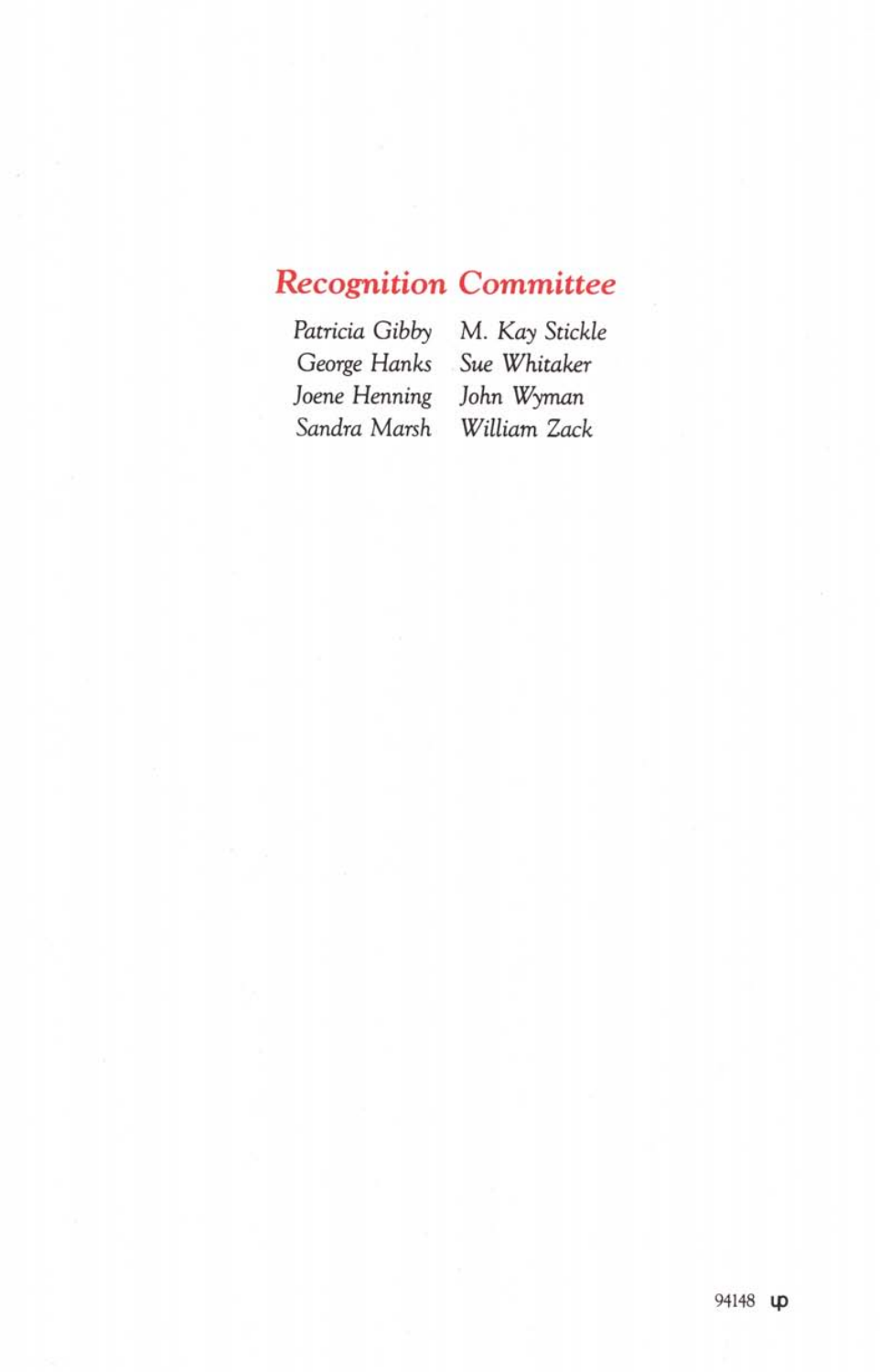## Recognition Committee

| | |
|---|---|
| *Patricia Gibby* | *M. Kay Stickle* |
| *George Hanks* | *Sue Whitaker* |
| *Joene Henning* | *John Wyman* |
| *Sandra Marsh* | *William Zack* |

94148 up